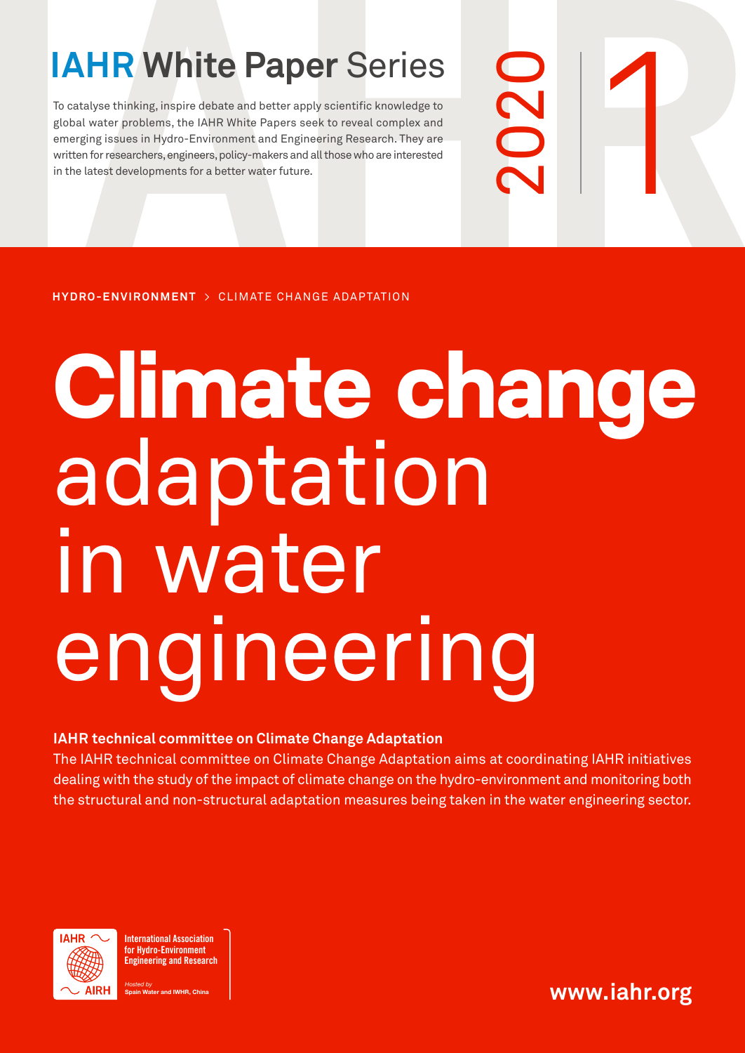# IAHR White Paper Series

To catalyse thinking, inspire debate and better apply scientific knowledge to global water problems, the IAHR White Papers seek to reveal complex and emerging issues in Hydro-Environment and Engineering Research. They are written for researchers, engineers, policy-makers and all those who are interested in the latest developments for a better water future.

2020 | 1

**HYDRO-ENVIRONMENT** > CLIMATE CHANGE ADAPTATION

# **Climate change** adaptation in water engineering

**IAHR technical committee on Climate Change Adaptation**

The IAHR technical committee on Climate Change Adaptation aims at coordinating IAHR initiatives dealing with the study of the impact of climate change on the hydro-environment and monitoring both the structural and non-structural adaptation measures being taken in the water engineering sector.

IAHR AIRH

International Association for Hydro-Environment Engineering and Research

*Hosted by*
Spain Water and IWHR, China

www.iahr.org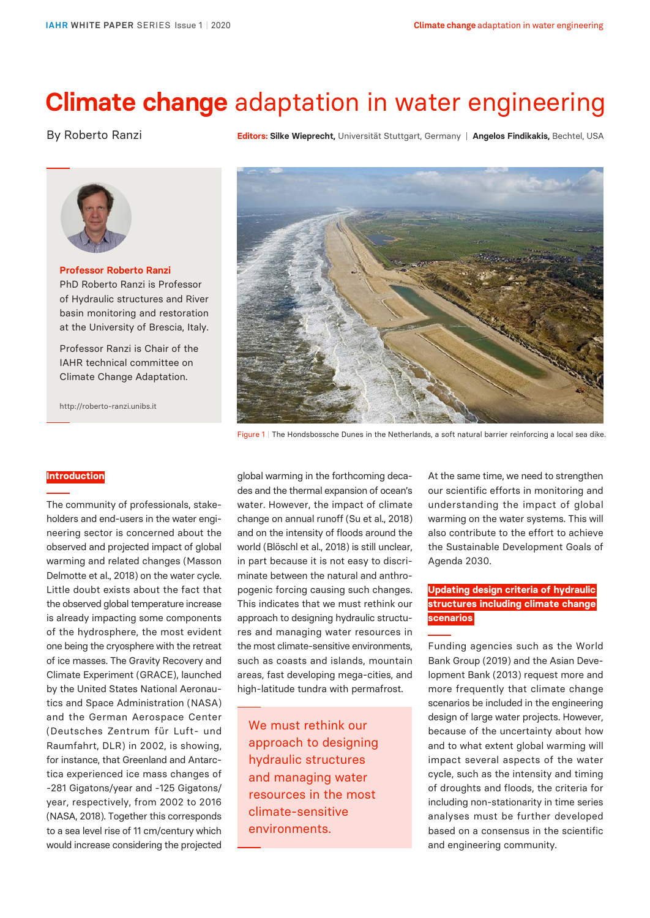# Climate change adaptation in water engineering

By Roberto Ranzi

**Editors:** **Silke Wieprecht,** Universität Stuttgart, Germany | **Angelos Findikakis,** Bechtel, USA

**Professor Roberto Ranzi**

PhD Roberto Ranzi is Professor of Hydraulic structures and River basin monitoring and restoration at the University of Brescia, Italy.

Professor Ranzi is Chair of the IAHR technical committee on Climate Change Adaptation.

http://roberto-ranzi.unibs.it

Figure 1 | The Hondsbossche Dunes in the Netherlands, a soft natural barrier reinforcing a local sea dike.

## Introduction

The community of professionals, stakeholders and end-users in the water engineering sector is concerned about the observed and projected impact of global warming and related changes (Masson Delmotte et al., 2018) on the water cycle. Little doubt exists about the fact that the observed global temperature increase is already impacting some components of the hydrosphere, the most evident one being the cryosphere with the retreat of ice masses. The Gravity Recovery and Climate Experiment (GRACE), launched by the United States National Aeronautics and Space Administration (NASA) and the German Aerospace Center (Deutsches Zentrum für Luft- und Raumfahrt, DLR) in 2002, is showing, for instance, that Greenland and Antarctica experienced ice mass changes of -281 Gigatons/year and -125 Gigatons/year, respectively, from 2002 to 2016 (NASA, 2018). Together this corresponds to a sea level rise of 11 cm/century which would increase considering the projected global warming in the forthcoming decades and the thermal expansion of ocean's water. However, the impact of climate change on annual runoff (Su et al., 2018) and on the intensity of floods around the world (Blöschl et al., 2018) is still unclear, in part because it is not easy to discriminate between the natural and anthropogenic forcing causing such changes. This indicates that we must rethink our approach to designing hydraulic structures and managing water resources in the most climate-sensitive environments, such as coasts and islands, mountain areas, fast developing mega-cities, and high-latitude tundra with permafrost.

> We must rethink our approach to designing hydraulic structures and managing water resources in the most climate-sensitive environments.

At the same time, we need to strengthen our scientific efforts in monitoring and understanding the impact of global warming on the water systems. This will also contribute to the effort to achieve the Sustainable Development Goals of Agenda 2030.

## Updating design criteria of hydraulic structures including climate change scenarios

Funding agencies such as the World Bank Group (2019) and the Asian Development Bank (2013) request more and more frequently that climate change scenarios be included in the engineering design of large water projects. However, because of the uncertainty about how and to what extent global warming will impact several aspects of the water cycle, such as the intensity and timing of droughts and floods, the criteria for including non-stationarity in time series analyses must be further developed based on a consensus in the scientific and engineering community.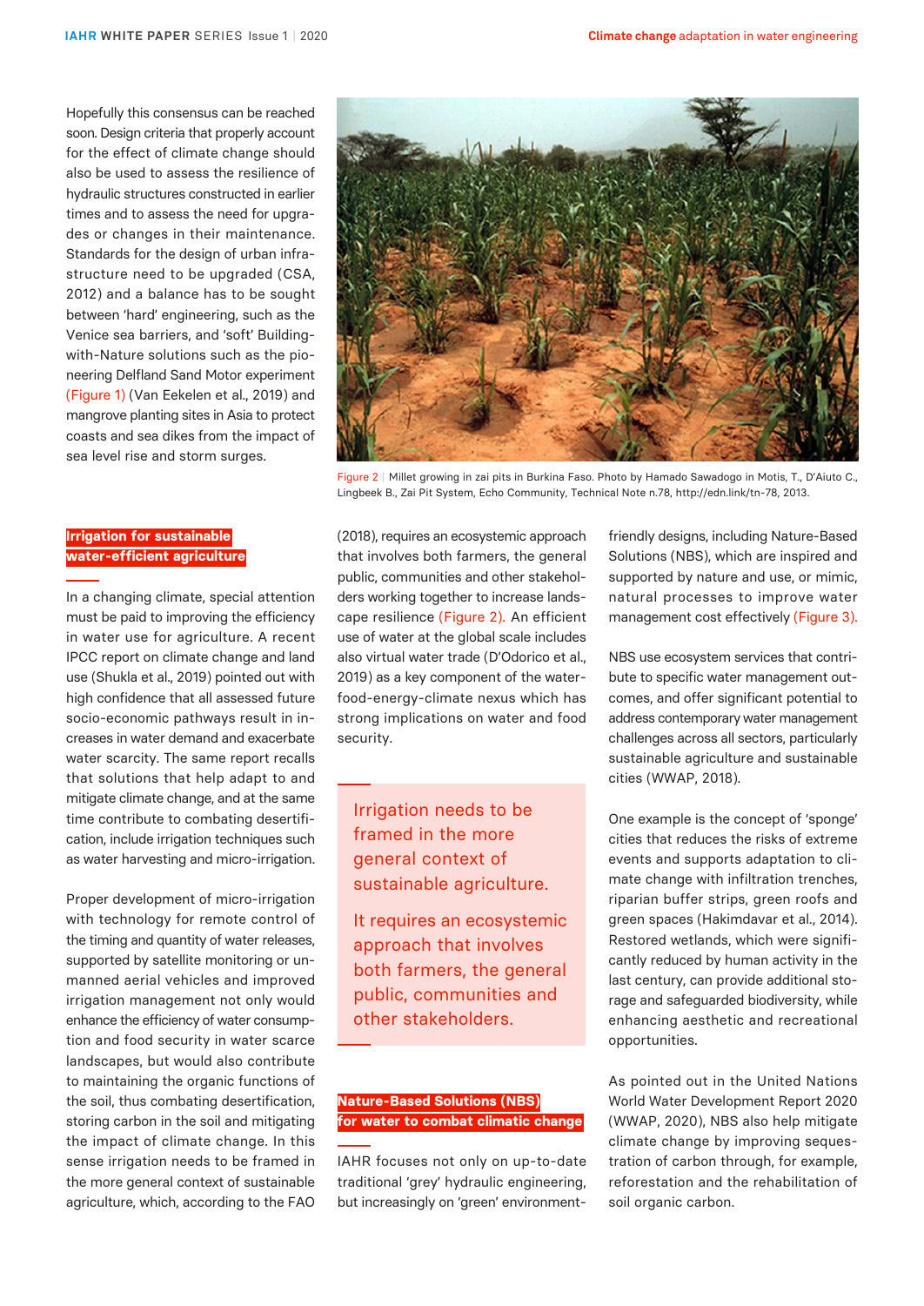Hopefully this consensus can be reached soon. Design criteria that properly account for the effect of climate change should also be used to assess the resilience of hydraulic structures constructed in earlier times and to assess the need for upgrades or changes in their maintenance. Standards for the design of urban infrastructure need to be upgraded (CSA, 2012) and a balance has to be sought between 'hard' engineering, such as the Venice sea barriers, and 'soft' Building-with-Nature solutions such as the pioneering Delfland Sand Motor experiment (Figure 1) (Van Eekelen et al., 2019) and mangrove planting sites in Asia to protect coasts and sea dikes from the impact of sea level rise and storm surges.

Figure 2 | Millet growing in zai pits in Burkina Faso. Photo by Hamado Sawadogo in Motis, T., D'Aiuto C., Lingbeek B., Zai Pit System, Echo Community, Technical Note n.78, http://edn.link/tn-78, 2013.

## Irrigation for sustainable water-efficient agriculture

In a changing climate, special attention must be paid to improving the efficiency in water use for agriculture. A recent IPCC report on climate change and land use (Shukla et al., 2019) pointed out with high confidence that all assessed future socio-economic pathways result in increases in water demand and exacerbate water scarcity. The same report recalls that solutions that help adapt to and mitigate climate change, and at the same time contribute to combating desertification, include irrigation techniques such as water harvesting and micro-irrigation.

Proper development of micro-irrigation with technology for remote control of the timing and quantity of water releases, supported by satellite monitoring or unmanned aerial vehicles and improved irrigation management not only would enhance the efficiency of water consumption and food security in water scarce landscapes, but would also contribute to maintaining the organic functions of the soil, thus combating desertification, storing carbon in the soil and mitigating the impact of climate change. In this sense irrigation needs to be framed in the more general context of sustainable agriculture, which, according to the FAO (2018), requires an ecosystemic approach that involves both farmers, the general public, communities and other stakeholders working together to increase landscape resilience (Figure 2). An efficient use of water at the global scale includes also virtual water trade (D'Odorico et al., 2019) as a key component of the water-food-energy-climate nexus which has strong implications on water and food security.

> Irrigation needs to be framed in the more general context of sustainable agriculture.
>
> It requires an ecosystemic approach that involves both farmers, the general public, communities and other stakeholders.

## Nature-Based Solutions (NBS) for water to combat climatic change

IAHR focuses not only on up-to-date traditional 'grey' hydraulic engineering, but increasingly on 'green' environment-friendly designs, including Nature-Based Solutions (NBS), which are inspired and supported by nature and use, or mimic, natural processes to improve water management cost effectively (Figure 3).

NBS use ecosystem services that contribute to specific water management outcomes, and offer significant potential to address contemporary water management challenges across all sectors, particularly sustainable agriculture and sustainable cities (WWAP, 2018).

One example is the concept of 'sponge' cities that reduces the risks of extreme events and supports adaptation to climate change with infiltration trenches, riparian buffer strips, green roofs and green spaces (Hakimdavar et al., 2014). Restored wetlands, which were significantly reduced by human activity in the last century, can provide additional storage and safeguarded biodiversity, while enhancing aesthetic and recreational opportunities.

As pointed out in the United Nations World Water Development Report 2020 (WWAP, 2020), NBS also help mitigate climate change by improving sequestration of carbon through, for example, reforestation and the rehabilitation of soil organic carbon.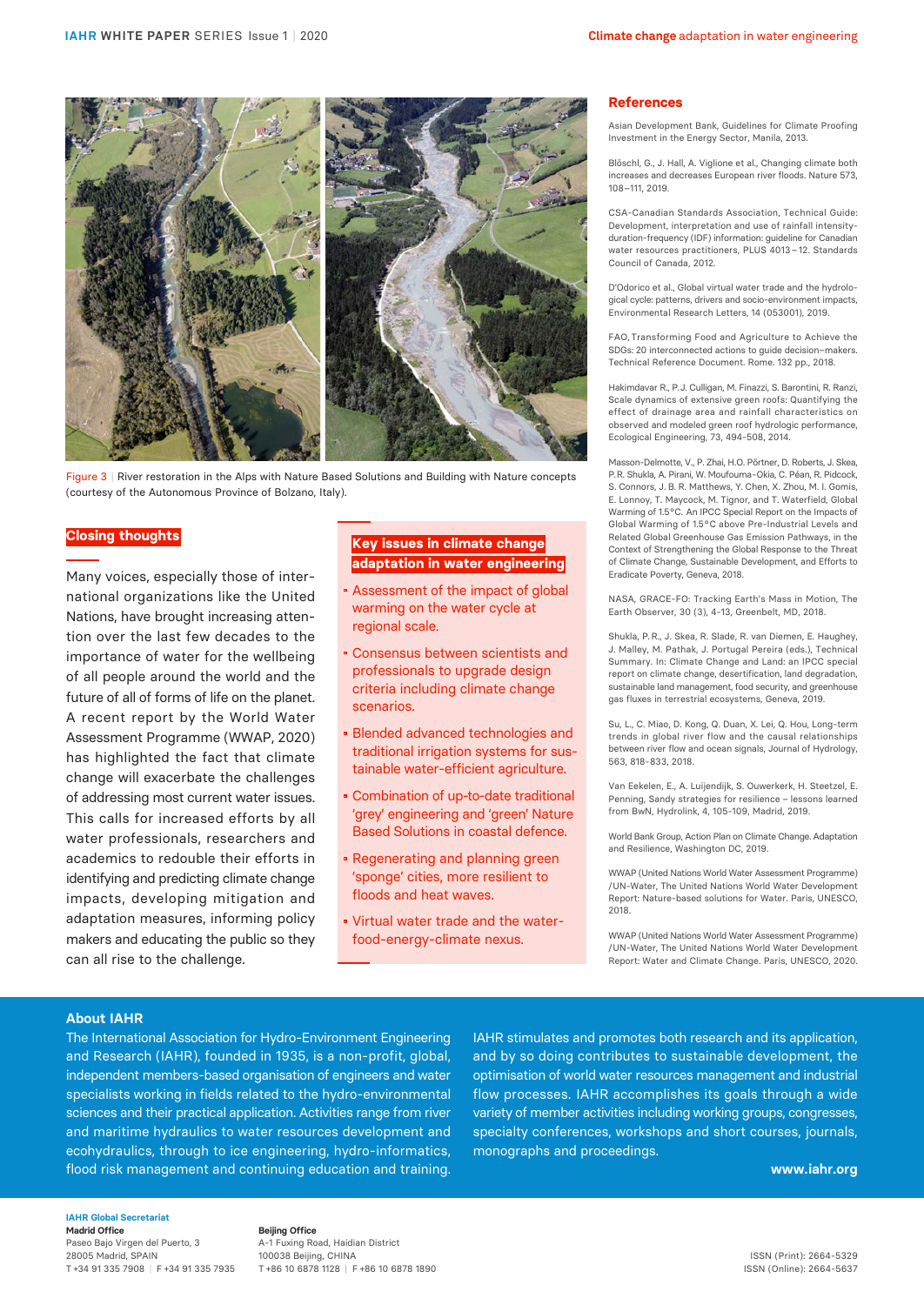Figure 3 | River restoration in the Alps with Nature Based Solutions and Building with Nature concepts (courtesy of the Autonomous Province of Bolzano, Italy).

## Closing thoughts

Many voices, especially those of international organizations like the United Nations, have brought increasing attention over the last few decades to the importance of water for the wellbeing of all people around the world and the future of all of forms of life on the planet. A recent report by the World Water Assessment Programme (WWAP, 2020) has highlighted the fact that climate change will exacerbate the challenges of addressing most current water issues. This calls for increased efforts by all water professionals, researchers and academics to redouble their efforts in identifying and predicting climate change impacts, developing mitigation and adaptation measures, informing policy makers and educating the public so they can all rise to the challenge.

## Key issues in climate change adaptation in water engineering

- Assessment of the impact of global warming on the water cycle at regional scale.
- Consensus between scientists and professionals to upgrade design criteria including climate change scenarios.
- Blended advanced technologies and traditional irrigation systems for sustainable water-efficient agriculture.
- Combination of up-to-date traditional 'grey' engineering and 'green' Nature Based Solutions in coastal defence.
- Regenerating and planning green 'sponge' cities, more resilient to floods and heat waves.
- Virtual water trade and the water-food-energy-climate nexus.

## References

Asian Development Bank, Guidelines for Climate Proofing Investment in the Energy Sector, Manila, 2013.

Blöschl, G., J. Hall, A. Viglione et al., Changing climate both increases and decreases European river floods. Nature 573, 108–111, 2019.

CSA-Canadian Standards Association, Technical Guide: Development, interpretation and use of rainfall intensity-duration-frequency (IDF) information: guideline for Canadian water resources practitioners, PLUS 4013 – 12. Standards Council of Canada, 2012.

D'Odorico et al., Global virtual water trade and the hydrological cycle: patterns, drivers and socio-environment impacts, Environmental Research Letters, 14 (053001), 2019.

FAO, Transforming Food and Agriculture to Achieve the SDGs: 20 interconnected actions to guide decision–makers. Technical Reference Document. Rome. 132 pp., 2018.

Hakimdavar R., P. J. Culligan, M. Finazzi, S. Barontini, R. Ranzi, Scale dynamics of extensive green roofs: Quantifying the effect of drainage area and rainfall characteristics on observed and modeled green roof hydrologic performance, Ecological Engineering, 73, 494-508, 2014.

Masson-Delmotte, V., P. Zhai, H.O. Pörtner, D. Roberts, J. Skea, P.R. Shukla, A. Pirani, W. Moufouma-Okia, C. Péan, R. Pidcock, S. Connors, J. B. R. Matthews, Y. Chen, X. Zhou, M. I. Gomis, E. Lonnoy, T. Maycock, M. Tignor, and T. Waterfield, Global Warming of 1.5°C. An IPCC Special Report on the Impacts of Global Warming of 1.5°C above Pre-Industrial Levels and Related Global Greenhouse Gas Emission Pathways, in the Context of Strengthening the Global Response to the Threat of Climate Change, Sustainable Development, and Efforts to Eradicate Poverty, Geneva, 2018.

NASA, GRACE-FO: Tracking Earth's Mass in Motion, The Earth Observer, 30 (3), 4-13, Greenbelt, MD, 2018.

Shukla, P. R., J. Skea, R. Slade, R. van Diemen, E. Haughey, J. Malley, M. Pathak, J. Portugal Pereira (eds.), Technical Summary. In: Climate Change and Land: an IPCC special report on climate change, desertification, land degradation, sustainable land management, food security, and greenhouse gas fluxes in terrestrial ecosystems, Geneva, 2019.

Su, L., C. Miao, D. Kong, Q. Duan, X. Lei, Q. Hou, Long-term trends in global river flow and the causal relationships between river flow and ocean signals, Journal of Hydrology, 563, 818-833, 2018.

Van Eekelen, E., A. Luijendijk, S. Ouwerkerk, H. Steetzel, E. Penning, Sandy strategies for resilience – lessons learned from BwN, Hydrolink, 4, 105-109, Madrid, 2019.

World Bank Group, Action Plan on Climate Change. Adaptation and Resilience, Washington DC, 2019.

WWAP (United Nations World Water Assessment Programme) /UN-Water, The United Nations World Water Development Report: Nature-based solutions for Water. Paris, UNESCO, 2018.

WWAP (United Nations World Water Assessment Programme) /UN-Water, The United Nations World Water Development Report: Water and Climate Change. Paris, UNESCO, 2020.

## About IAHR

The International Association for Hydro-Environment Engineering and Research (IAHR), founded in 1935, is a non-profit, global, independent members-based organisation of engineers and water specialists working in fields related to the hydro-environmental sciences and their practical application. Activities range from river and maritime hydraulics to water resources development and ecohydraulics, through to ice engineering, hydro-informatics, flood risk management and continuing education and training.

IAHR stimulates and promotes both research and its application, and by so doing contributes to sustainable development, the optimisation of world water resources management and industrial flow processes. IAHR accomplishes its goals through a wide variety of member activities including working groups, congresses, specialty conferences, workshops and short courses, journals, monographs and proceedings.

**www.iahr.org**

**IAHR Global Secretariat**

**Madrid Office**
Paseo Bajo Virgen del Puerto, 3
28005 Madrid, SPAIN
T +34 91 335 7908 | F +34 91 335 7935

**Beijing Office**
A-1 Fuxing Road, Haidian District
100038 Beijing, CHINA
T +86 10 6878 1128 | F +86 10 6878 1890

ISSN (Print): 2664-5329
ISSN (Online): 2664-5637